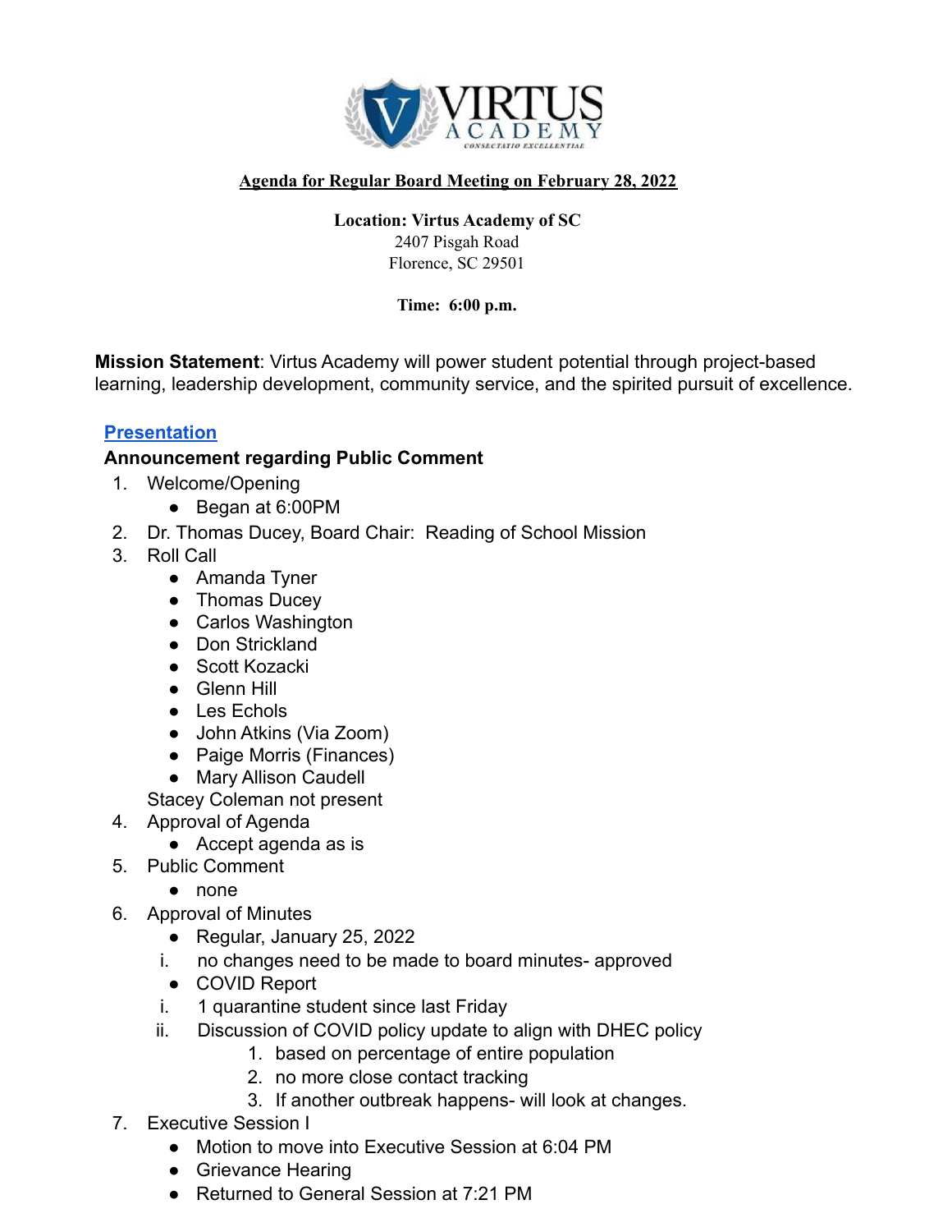**Agenda for Regular Board Meeting on February 28, 2022**

**Location: Virtus Academy of SC**
2407 Pisgah Road
Florence, SC 29501

**Time: 6:00 p.m.**

**Mission Statement**: Virtus Academy will power student potential through project-based learning, leadership development, community service, and the spirited pursuit of excellence.

**Presentation**

**Announcement regarding Public Comment**

1. Welcome/Opening
   - Began at 6:00PM
2. Dr. Thomas Ducey, Board Chair: Reading of School Mission
3. Roll Call
   - Amanda Tyner
   - Thomas Ducey
   - Carlos Washington
   - Don Strickland
   - Scott Kozacki
   - Glenn Hill
   - Les Echols
   - John Atkins (Via Zoom)
   - Paige Morris (Finances)
   - Mary Allison Caudell

   Stacey Coleman not present
4. Approval of Agenda
   - Accept agenda as is
5. Public Comment
   - none
6. Approval of Minutes
   - Regular, January 25, 2022
     - i. no changes need to be made to board minutes- approved
   - COVID Report
     - i. 1 quarantine student since last Friday
     - ii. Discussion of COVID policy update to align with DHEC policy
       1. based on percentage of entire population
       2. no more close contact tracking
       3. If another outbreak happens- will look at changes.
7. Executive Session I
   - Motion to move into Executive Session at 6:04 PM
   - Grievance Hearing
   - Returned to General Session at 7:21 PM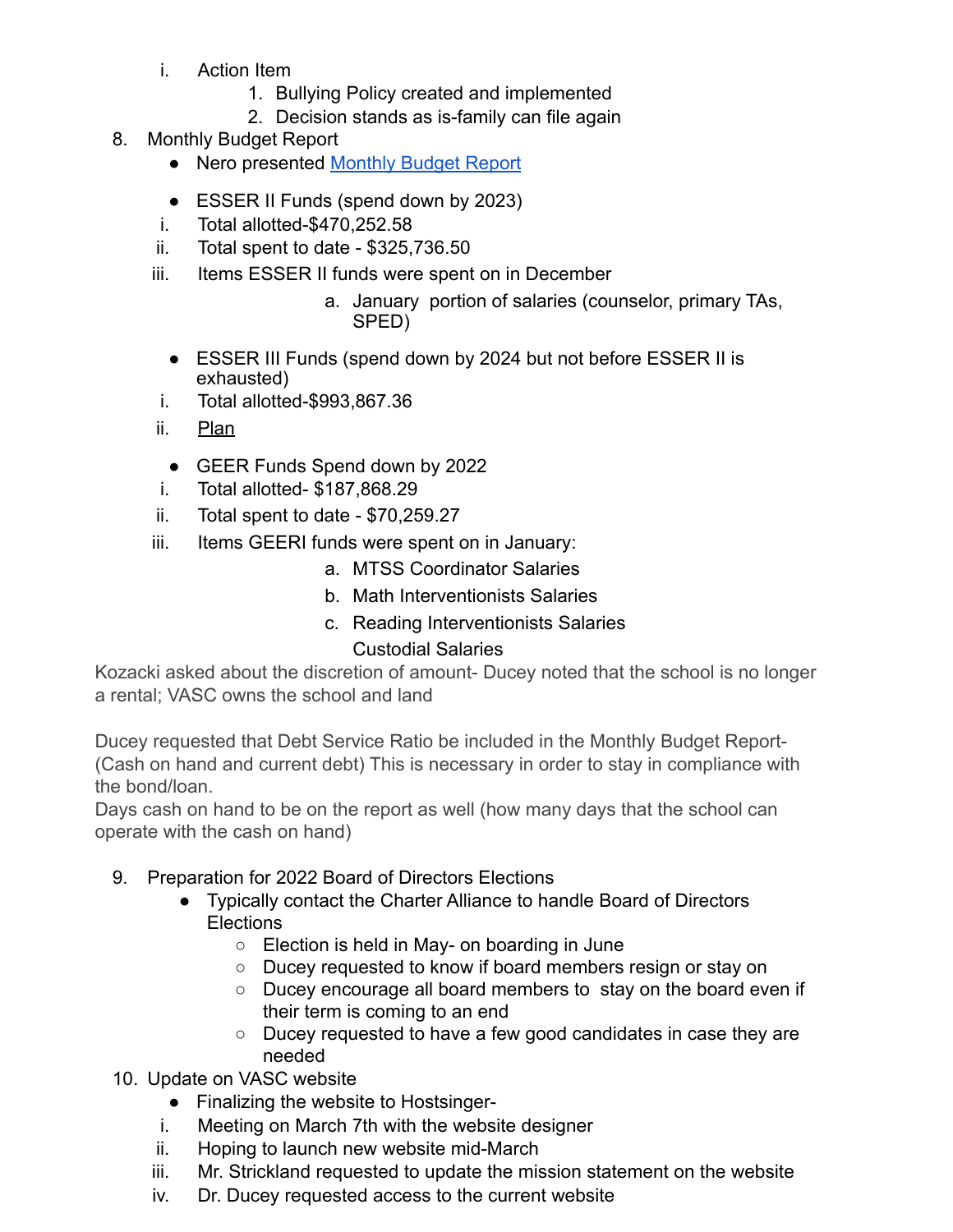i. Action Item
      1. Bullying Policy created and implemented
      2. Decision stands as is-family can file again

8. Monthly Budget Report
   - Nero presented Monthly Budget Report
   - ESSER II Funds (spend down by 2023)
     i. Total allotted-$470,252.58
     ii. Total spent to date - $325,736.50
     iii. Items ESSER II funds were spent on in December
        a. January portion of salaries (counselor, primary TAs, SPED)
   - ESSER III Funds (spend down by 2024 but not before ESSER II is exhausted)
     i. Total allotted-$993,867.36
     ii. Plan
   - GEER Funds Spend down by 2022
     i. Total allotted- $187,868.29
     ii. Total spent to date - $70,259.27
     iii. Items GEERI funds were spent on in January:
        a. MTSS Coordinator Salaries
        b. Math Interventionists Salaries
        c. Reading Interventionists Salaries
        Custodial Salaries

Kozacki asked about the discretion of amount- Ducey noted that the school is no longer a rental; VASC owns the school and land

Ducey requested that Debt Service Ratio be included in the Monthly Budget Report- (Cash on hand and current debt) This is necessary in order to stay in compliance with the bond/loan.
Days cash on hand to be on the report as well (how many days that the school can operate with the cash on hand)

9. Preparation for 2022 Board of Directors Elections
   - Typically contact the Charter Alliance to handle Board of Directors Elections
     - Election is held in May- on boarding in June
     - Ducey requested to know if board members resign or stay on
     - Ducey encourage all board members to stay on the board even if their term is coming to an end
     - Ducey requested to have a few good candidates in case they are needed

10. Update on VASC website
    - Finalizing the website to Hostsinger-
      i. Meeting on March 7th with the website designer
      ii. Hoping to launch new website mid-March
      iii. Mr. Strickland requested to update the mission statement on the website
      iv. Dr. Ducey requested access to the current website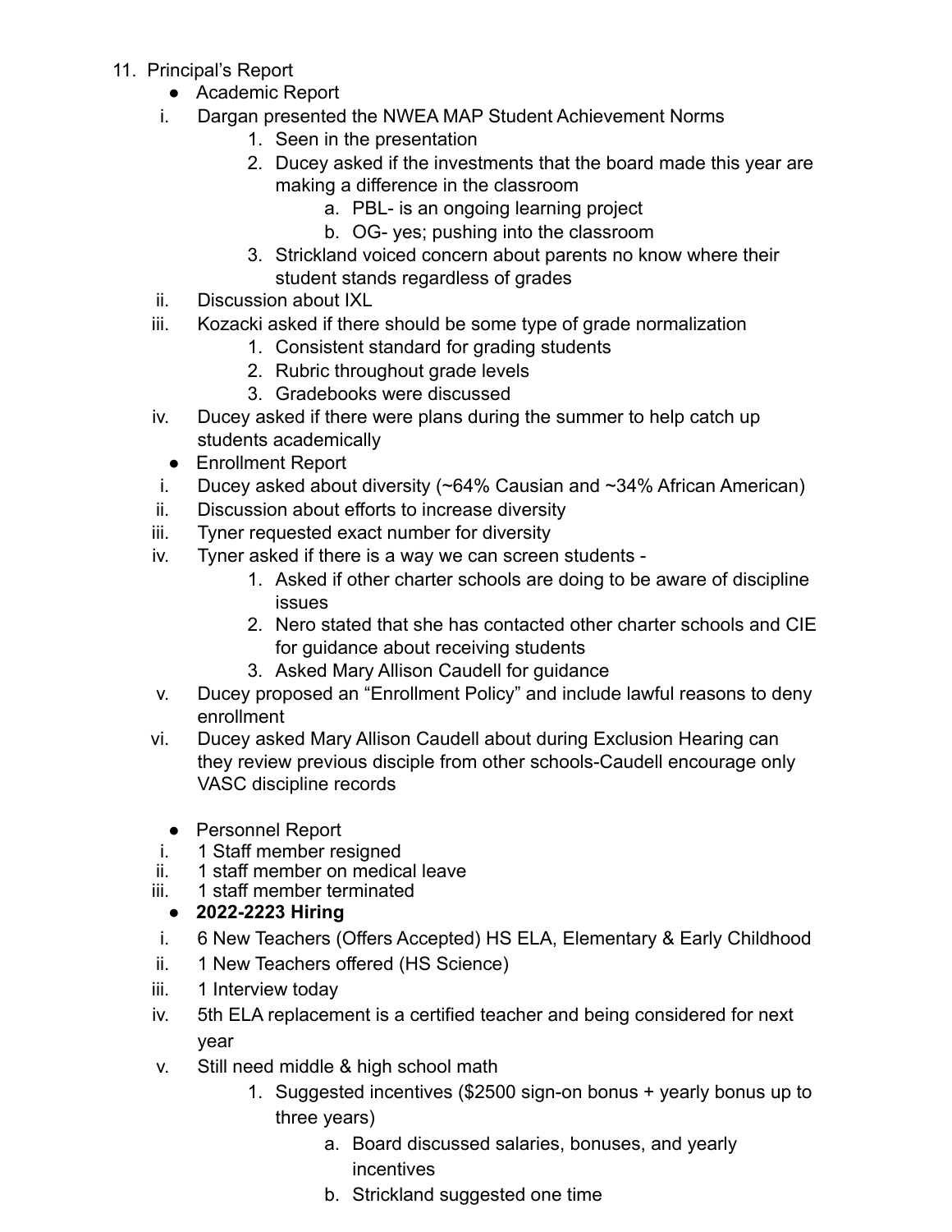11. Principal's Report
    - Academic Report

    i. Dargan presented the NWEA MAP Student Achievement Norms
        1. Seen in the presentation
        2. Ducey asked if the investments that the board made this year are making a difference in the classroom
            a. PBL- is an ongoing learning project
            b. OG- yes; pushing into the classroom
        3. Strickland voiced concern about parents no know where their student stands regardless of grades

    ii. Discussion about IXL

    iii. Kozacki asked if there should be some type of grade normalization
        1. Consistent standard for grading students
        2. Rubric throughout grade levels
        3. Gradebooks were discussed

    iv. Ducey asked if there were plans during the summer to help catch up students academically

    - Enrollment Report

    i. Ducey asked about diversity (~64% Causian and ~34% African American)

    ii. Discussion about efforts to increase diversity

    iii. Tyner requested exact number for diversity

    iv. Tyner asked if there is a way we can screen students -
        1. Asked if other charter schools are doing to be aware of discipline issues
        2. Nero stated that she has contacted other charter schools and CIE for guidance about receiving students
        3. Asked Mary Allison Caudell for guidance

    v. Ducey proposed an "Enrollment Policy" and include lawful reasons to deny enrollment

    vi. Ducey asked Mary Allison Caudell about during Exclusion Hearing can they review previous disciple from other schools-Caudell encourage only VASC discipline records

    - Personnel Report

    i. 1 Staff member resigned

    ii. 1 staff member on medical leave

    iii. 1 staff member terminated

    - **2022-2223 Hiring**

    i. 6 New Teachers (Offers Accepted) HS ELA, Elementary & Early Childhood

    ii. 1 New Teachers offered (HS Science)

    iii. 1 Interview today

    iv. 5th ELA replacement is a certified teacher and being considered for next year

    v. Still need middle & high school math
        1. Suggested incentives ($2500 sign-on bonus + yearly bonus up to three years)
            a. Board discussed salaries, bonuses, and yearly incentives
            b. Strickland suggested one time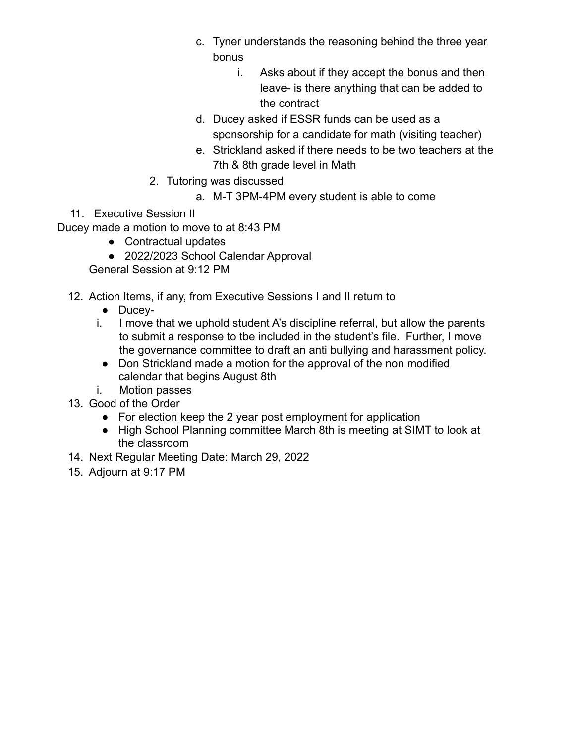c. Tyner understands the reasoning behind the three year bonus
      i. Asks about if they accept the bonus and then leave- is there anything that can be added to the contract
   d. Ducey asked if ESSR funds can be used as a sponsorship for a candidate for math (visiting teacher)
   e. Strickland asked if there needs to be two teachers at the 7th & 8th grade level in Math
2. Tutoring was discussed
   a. M-T 3PM-4PM every student is able to come

11. Executive Session II

Ducey made a motion to move to at 8:43 PM

- Contractual updates
- 2022/2023 School Calendar Approval

General Session at 9:12 PM

12. Action Items, if any, from Executive Sessions I and II return to
    - Ducey-
      i. I move that we uphold student A's discipline referral, but allow the parents to submit a response to tbe included in the student's file. Further, I move the governance committee to draft an anti bullying and harassment policy.
    - Don Strickland made a motion for the approval of the non modified calendar that begins August 8th
      i. Motion passes
13. Good of the Order
    - For election keep the 2 year post employment for application
    - High School Planning committee March 8th is meeting at SIMT to look at the classroom
14. Next Regular Meeting Date: March 29, 2022
15. Adjourn at 9:17 PM